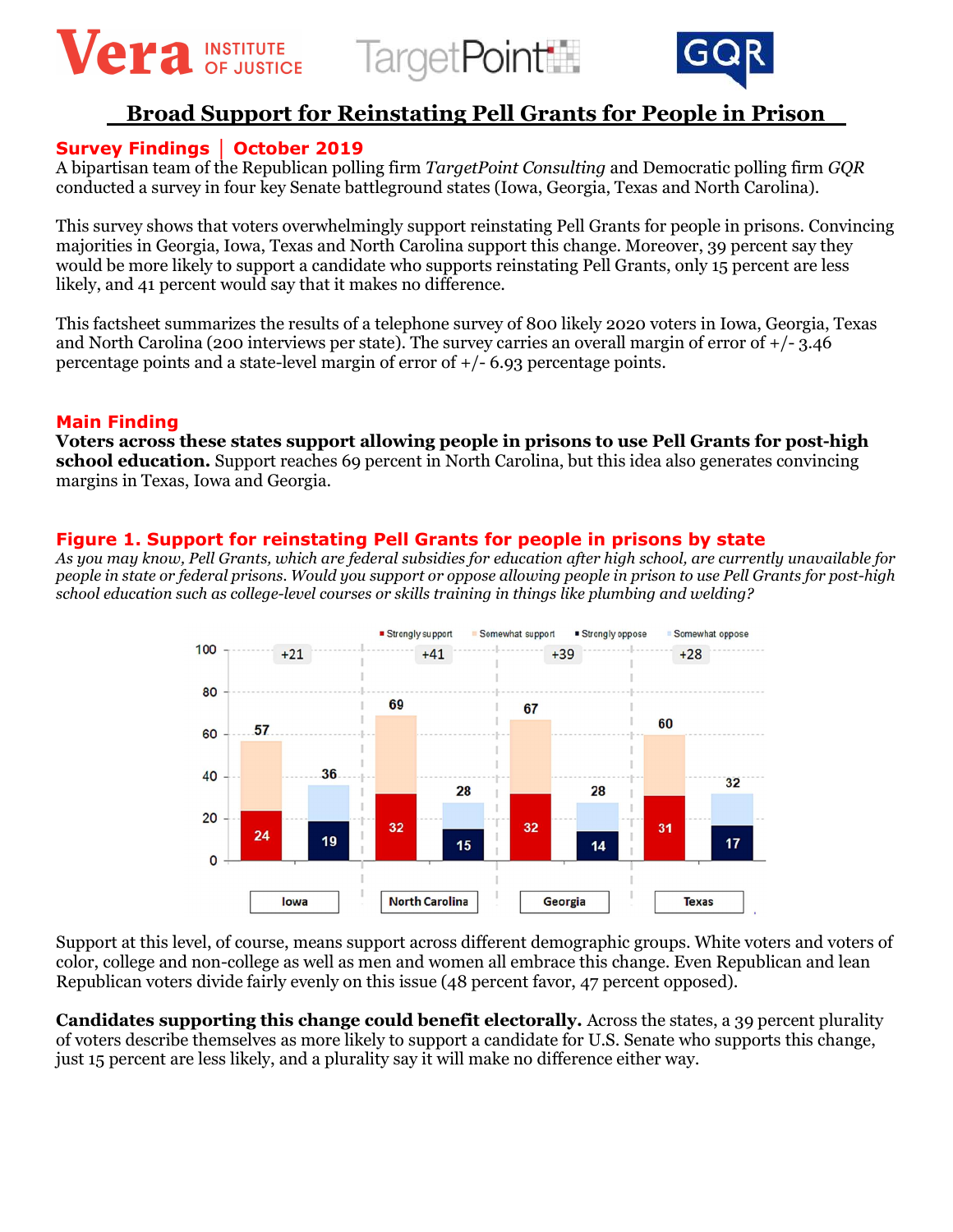Vera INSTITUTE OF JUSTICE | TargetPoint | GQR

# Broad Support for Reinstating Pell Grants for People in Prison

## Survey Findings | October 2019

A bipartisan team of the Republican polling firm *TargetPoint Consulting* and Democratic polling firm *GQR* conducted a survey in four key Senate battleground states (Iowa, Georgia, Texas and North Carolina).

This survey shows that voters overwhelmingly support reinstating Pell Grants for people in prisons. Convincing majorities in Georgia, Iowa, Texas and North Carolina support this change. Moreover, 39 percent say they would be more likely to support a candidate who supports reinstating Pell Grants, only 15 percent are less likely, and 41 percent would say that it makes no difference.

This factsheet summarizes the results of a telephone survey of 800 likely 2020 voters in Iowa, Georgia, Texas and North Carolina (200 interviews per state). The survey carries an overall margin of error of +/- 3.46 percentage points and a state-level margin of error of +/- 6.93 percentage points.

## Main Finding

**Voters across these states support allowing people in prisons to use Pell Grants for post-high school education.** Support reaches 69 percent in North Carolina, but this idea also generates convincing margins in Texas, Iowa and Georgia.

## Figure 1. Support for reinstating Pell Grants for people in prisons by state

*As you may know, Pell Grants, which are federal subsidies for education after high school, are currently unavailable for people in state or federal prisons. Would you support or oppose allowing people in prison to use Pell Grants for post-high school education such as college-level courses or skills training in things like plumbing and welding?*

| State | Total support | Strongly support | Total oppose | Strongly oppose | Net |
|---|---|---|---|---|---|
| Iowa | 57 | 24 | 36 | 19 | +21 |
| North Carolina | 69 | 32 | 28 | 15 | +41 |
| Georgia | 67 | 32 | 28 | 14 | +39 |
| Texas | 60 | 31 | 32 | 17 | +28 |

Support at this level, of course, means support across different demographic groups. White voters and voters of color, college and non-college as well as men and women all embrace this change. Even Republican and lean Republican voters divide fairly evenly on this issue (48 percent favor, 47 percent opposed).

**Candidates supporting this change could benefit electorally.** Across the states, a 39 percent plurality of voters describe themselves as more likely to support a candidate for U.S. Senate who supports this change, just 15 percent are less likely, and a plurality say it will make no difference either way.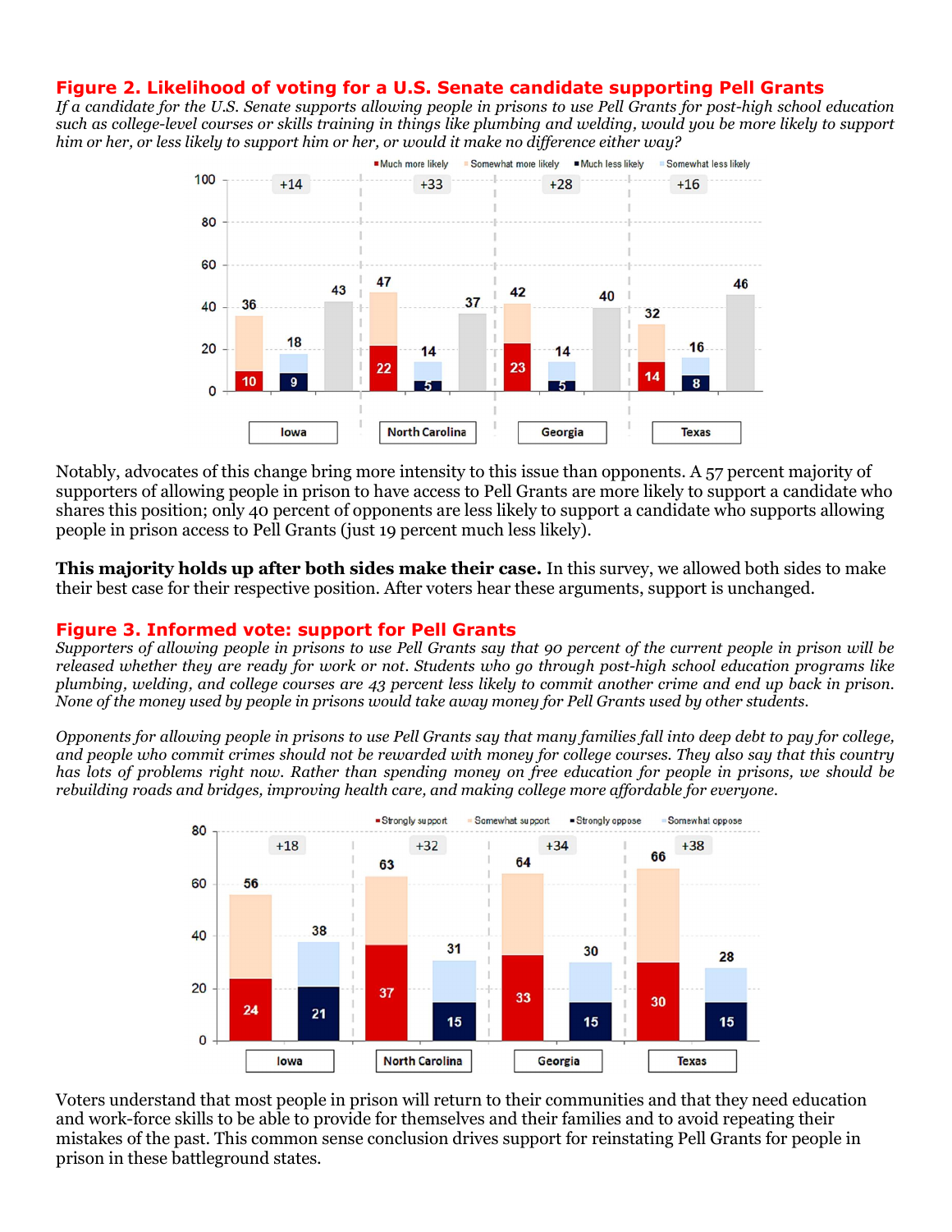## Figure 2. Likelihood of voting for a U.S. Senate candidate supporting Pell Grants

*If a candidate for the U.S. Senate supports allowing people in prisons to use Pell Grants for post-high school education such as college-level courses or skills training in things like plumbing and welding, would you be more likely to support him or her, or less likely to support him or her, or would it make no difference either way?*

Much more likely | Somewhat more likely | Much less likely | Somewhat less likely

100
80
60
40
20
0

+14 | +33 | +28 | +16

Iowa: 36, 10, 18, 9, 43
North Carolina: 47, 22, 14, 5, 37
Georgia: 42, 23, 14, 5, 40
Texas: 32, 14, 16, 8, 46

Notably, advocates of this change bring more intensity to this issue than opponents. A 57 percent majority of supporters of allowing people in prison to have access to Pell Grants are more likely to support a candidate who shares this position; only 40 percent of opponents are less likely to support a candidate who supports allowing people in prison access to Pell Grants (just 19 percent much less likely).

**This majority holds up after both sides make their case.** In this survey, we allowed both sides to make their best case for their respective position. After voters hear these arguments, support is unchanged.

## Figure 3. Informed vote: support for Pell Grants

*Supporters of allowing people in prisons to use Pell Grants say that 90 percent of the current people in prison will be released whether they are ready for work or not. Students who go through post-high school education programs like plumbing, welding, and college courses are 43 percent less likely to commit another crime and end up back in prison. None of the money used by people in prisons would take away money for Pell Grants used by other students.*

*Opponents for allowing people in prisons to use Pell Grants say that many families fall into deep debt to pay for college, and people who commit crimes should not be rewarded with money for college courses. They also say that this country has lots of problems right now. Rather than spending money on free education for people in prisons, we should be rebuilding roads and bridges, improving health care, and making college more affordable for everyone.*

Strongly support | Somewhat support | Strongly oppose | Somewhat oppose

80
60
40
20
0

+18 | +32 | +34 | +38

Iowa: 56, 24, 38, 21
North Carolina: 63, 37, 31, 15
Georgia: 64, 33, 30, 15
Texas: 66, 30, 28, 15

Voters understand that most people in prison will return to their communities and that they need education and work-force skills to be able to provide for themselves and their families and to avoid repeating their mistakes of the past. This common sense conclusion drives support for reinstating Pell Grants for people in prison in these battleground states.